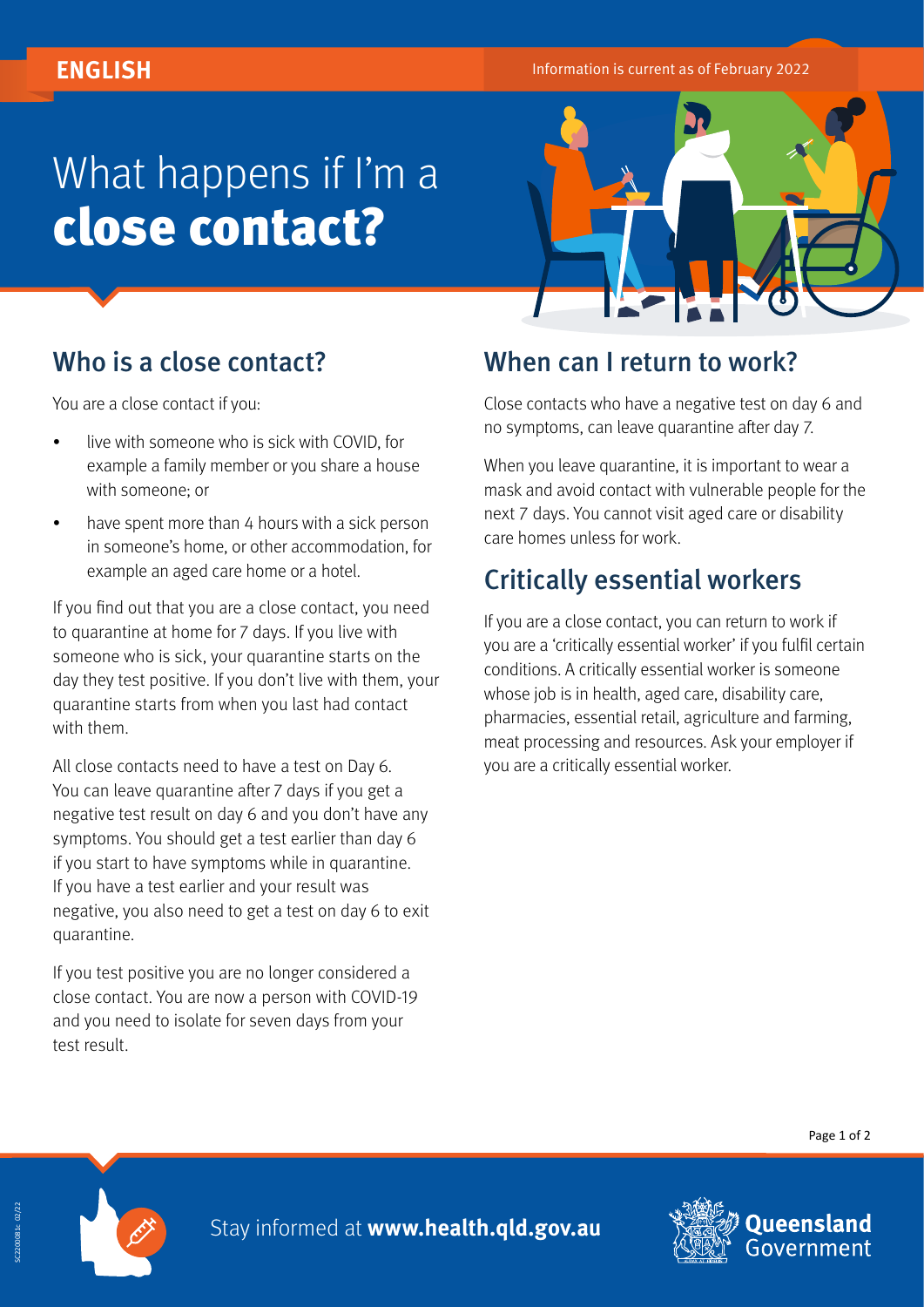ENGLISH

Information is current as of February 2022

# What happens if I'm a **close contact?**

## Who is a close contact?

You are a close contact if you:

- live with someone who is sick with COVID, for example a family member or you share a house with someone; or
- have spent more than 4 hours with a sick person in someone's home, or other accommodation, for example an aged care home or a hotel.

If you find out that you are a close contact, you need to quarantine at home for 7 days. If you live with someone who is sick, your quarantine starts on the day they test positive. If you don't live with them, your quarantine starts from when you last had contact with them.

All close contacts need to have a test on Day 6. You can leave quarantine after 7 days if you get a negative test result on day 6 and you don't have any symptoms. You should get a test earlier than day 6 if you start to have symptoms while in quarantine. If you have a test earlier and your result was negative, you also need to get a test on day 6 to exit quarantine.

If you test positive you are no longer considered a close contact. You are now a person with COVID-19 and you need to isolate for seven days from your test result.

## When can I return to work?

Close contacts who have a negative test on day 6 and no symptoms, can leave quarantine after day 7.

When you leave quarantine, it is important to wear a mask and avoid contact with vulnerable people for the next 7 days. You cannot visit aged care or disability care homes unless for work.

## Critically essential workers

If you are a close contact, you can return to work if you are a 'critically essential worker' if you fulfil certain conditions. A critically essential worker is someone whose job is in health, aged care, disability care, pharmacies, essential retail, agriculture and farming, meat processing and resources. Ask your employer if you are a critically essential worker.

Stay informed at **www.health.qld.gov.au**

Queensland Government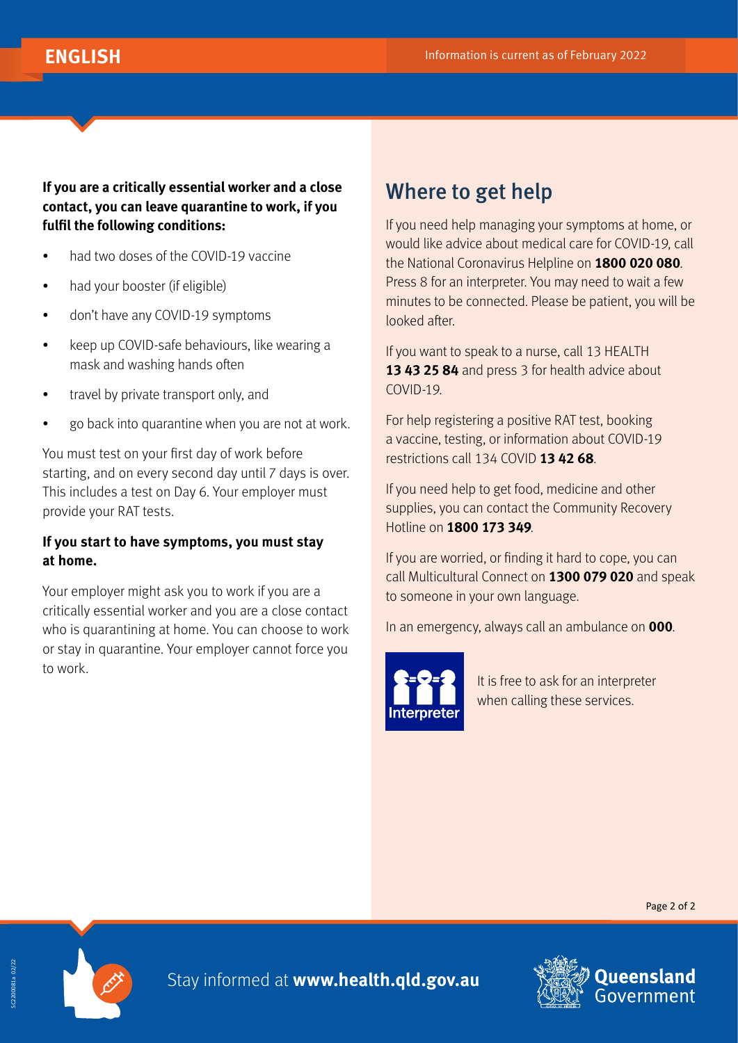**If you are a critically essential worker and a close contact, you can leave quarantine to work, if you fulfil the following conditions:**

- had two doses of the COVID-19 vaccine
- had your booster (if eligible)
- don't have any COVID-19 symptoms
- keep up COVID-safe behaviours, like wearing a mask and washing hands often
- travel by private transport only, and
- go back into quarantine when you are not at work.

You must test on your first day of work before starting, and on every second day until 7 days is over. This includes a test on Day 6. Your employer must provide your RAT tests.

**If you start to have symptoms, you must stay at home.**

Your employer might ask you to work if you are a critically essential worker and you are a close contact who is quarantining at home. You can choose to work or stay in quarantine. Your employer cannot force you to work.

## Where to get help

If you need help managing your symptoms at home, or would like advice about medical care for COVID-19, call the National Coronavirus Helpline on **1800 020 080**. Press 8 for an interpreter. You may need to wait a few minutes to be connected. Please be patient, you will be looked after.

If you want to speak to a nurse, call 13 HEALTH **13 43 25 84** and press 3 for health advice about COVID-19.

For help registering a positive RAT test, booking a vaccine, testing, or information about COVID-19 restrictions call 134 COVID **13 42 68**.

If you need help to get food, medicine and other supplies, you can contact the Community Recovery Hotline on **1800 173 349**.

If you are worried, or finding it hard to cope, you can call Multicultural Connect on **1300 079 020** and speak to someone in your own language.

In an emergency, always call an ambulance on **000**.

Interpreter

It is free to ask for an interpreter when calling these services.

Stay informed at **www.health.qld.gov.au**

Queensland Government